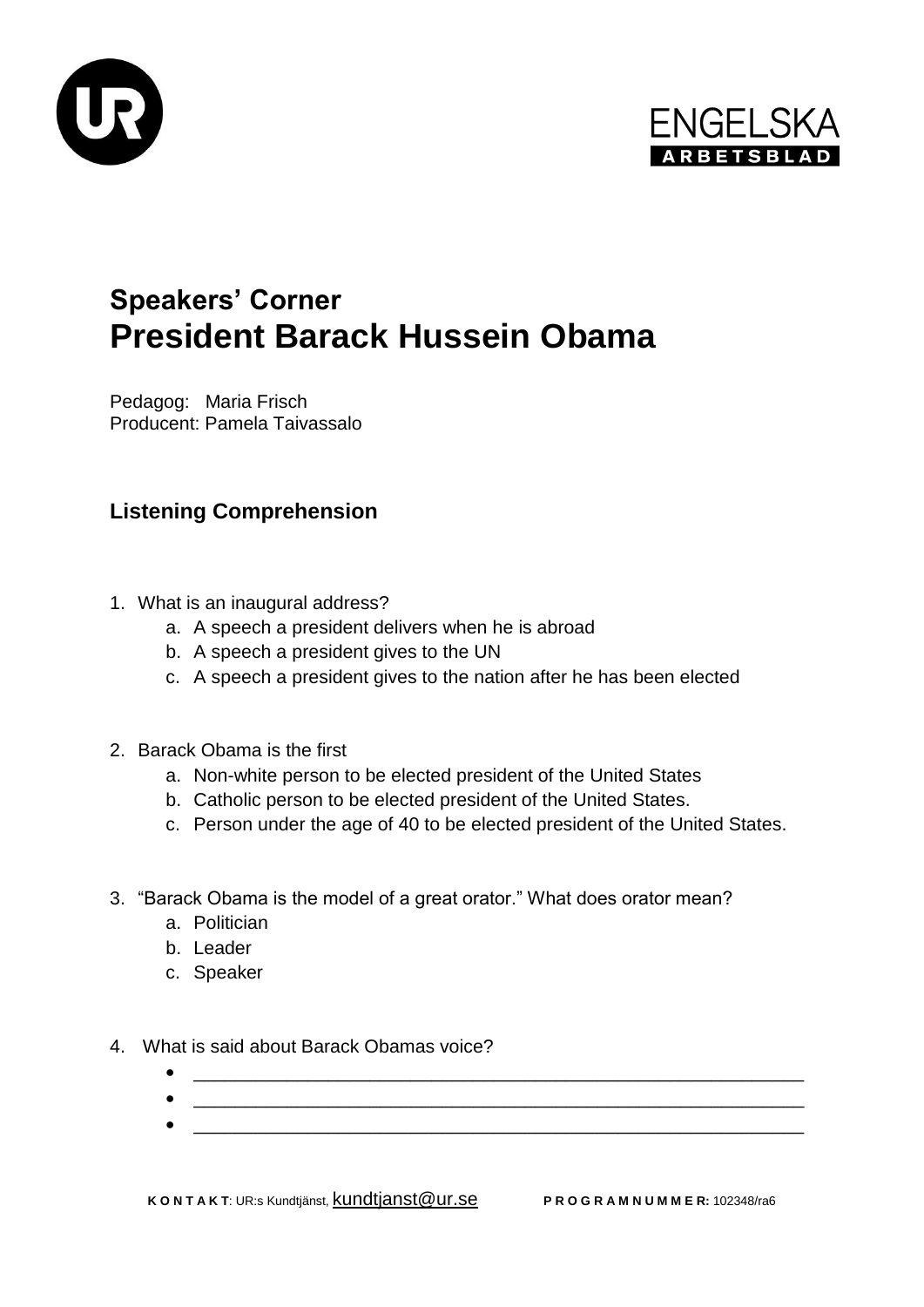ENGELSKA
ARBETSBLAD

# Speakers' Corner
# President Barack Hussein Obama

Pedagog: Maria Frisch
Producent: Pamela Taivassalo

## Listening Comprehension

1. What is an inaugural address?
   a. A speech a president delivers when he is abroad
   b. A speech a president gives to the UN
   c. A speech a president gives to the nation after he has been elected

2. Barack Obama is the first
   a. Non-white person to be elected president of the United States
   b. Catholic person to be elected president of the United States.
   c. Person under the age of 40 to be elected president of the United States.

3. "Barack Obama is the model of a great orator." What does orator mean?
   a. Politician
   b. Leader
   c. Speaker

4. What is said about Barack Obamas voice?
   - ____________________________________________________________
   - ____________________________________________________________
   - ____________________________________________________________

**KONTAKT**: UR:s Kundtjänst, kundtjanst@ur.se **PROGRAMNUMMER:** 102348/ra6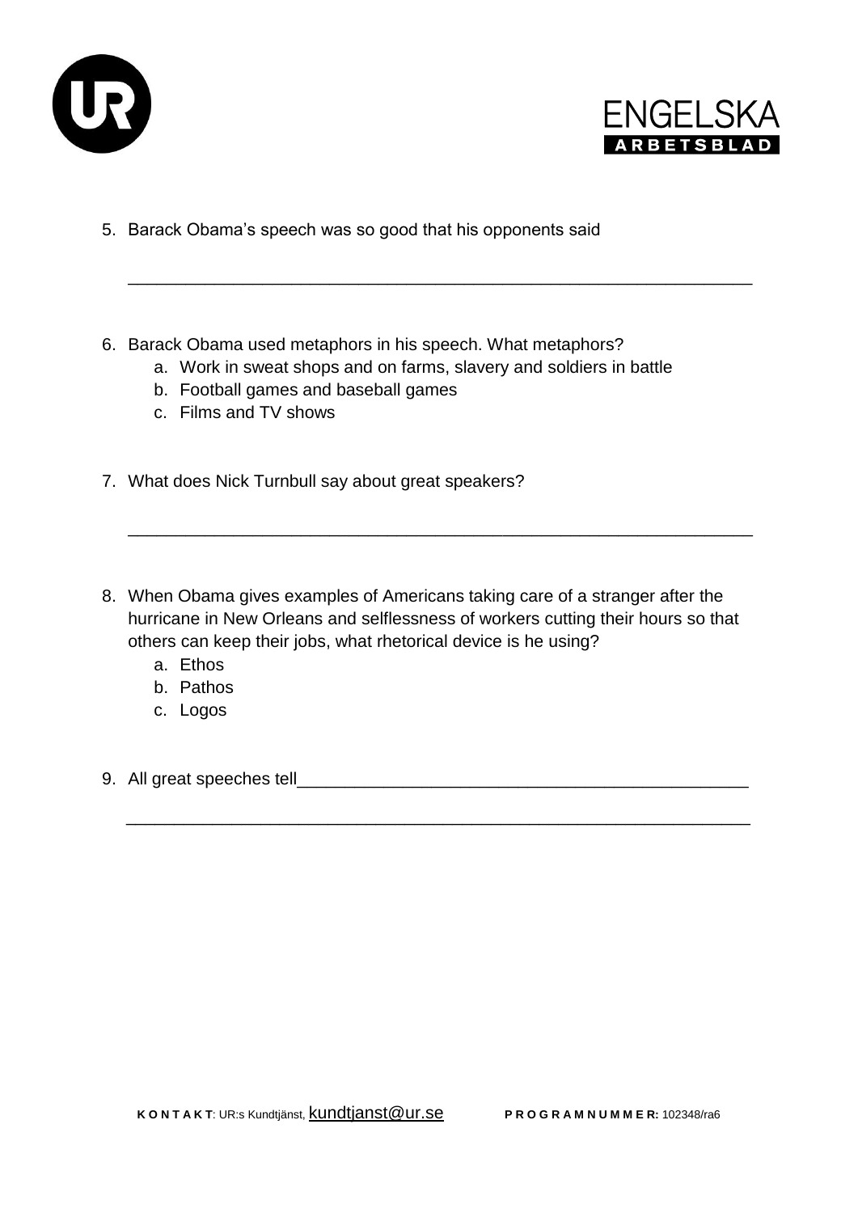5. Barack Obama's speech was so good that his opponents said

_______________________________________________________________

6. Barack Obama used metaphors in his speech. What metaphors?
   a. Work in sweat shops and on farms, slavery and soldiers in battle
   b. Football games and baseball games
   c. Films and TV shows

7. What does Nick Turnbull say about great speakers?

_______________________________________________________________

8. When Obama gives examples of Americans taking care of a stranger after the hurricane in New Orleans and selflessness of workers cutting their hours so that others can keep their jobs, what rhetorical device is he using?
   a. Ethos
   b. Pathos
   c. Logos

9. All great speeches tell_________________________________________

_______________________________________________________________